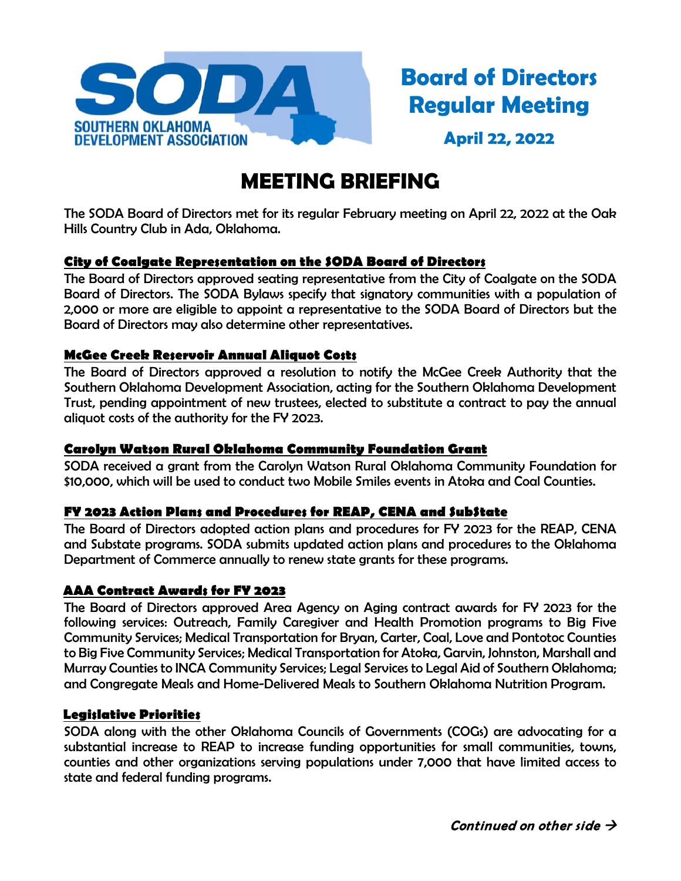SOUTHERN OKLAHOMA DEVELOPMENT ASSOCIATION

# Board of Directors Regular Meeting

**April 22, 2022**

# MEETING BRIEFING

The SODA Board of Directors met for its regular February meeting on April 22, 2022 at the Oak Hills Country Club in Ada, Oklahoma.

## City of Coalgate Representation on the SODA Board of Directors

The Board of Directors approved seating representative from the City of Coalgate on the SODA Board of Directors. The SODA Bylaws specify that signatory communities with a population of 2,000 or more are eligible to appoint a representative to the SODA Board of Directors but the Board of Directors may also determine other representatives.

## McGee Creek Reservoir Annual Aliquot Costs

The Board of Directors approved a resolution to notify the McGee Creek Authority that the Southern Oklahoma Development Association, acting for the Southern Oklahoma Development Trust, pending appointment of new trustees, elected to substitute a contract to pay the annual aliquot costs of the authority for the FY 2023.

## Carolyn Watson Rural Oklahoma Community Foundation Grant

SODA received a grant from the Carolyn Watson Rural Oklahoma Community Foundation for $10,000, which will be used to conduct two Mobile Smiles events in Atoka and Coal Counties.

## FY 2023 Action Plans and Procedures for REAP, CENA and SubState

The Board of Directors adopted action plans and procedures for FY 2023 for the REAP, CENA and Substate programs. SODA submits updated action plans and procedures to the Oklahoma Department of Commerce annually to renew state grants for these programs.

## AAA Contract Awards for FY 2023

The Board of Directors approved Area Agency on Aging contract awards for FY 2023 for the following services: Outreach, Family Caregiver and Health Promotion programs to Big Five Community Services; Medical Transportation for Bryan, Carter, Coal, Love and Pontotoc Counties to Big Five Community Services; Medical Transportation for Atoka, Garvin, Johnston, Marshall and Murray Counties to INCA Community Services; Legal Services to Legal Aid of Southern Oklahoma; and Congregate Meals and Home-Delivered Meals to Southern Oklahoma Nutrition Program.

## Legislative Priorities

SODA along with the other Oklahoma Councils of Governments (COGs) are advocating for a substantial increase to REAP to increase funding opportunities for small communities, towns, counties and other organizations serving populations under 7,000 that have limited access to state and federal funding programs.

*Continued on other side →*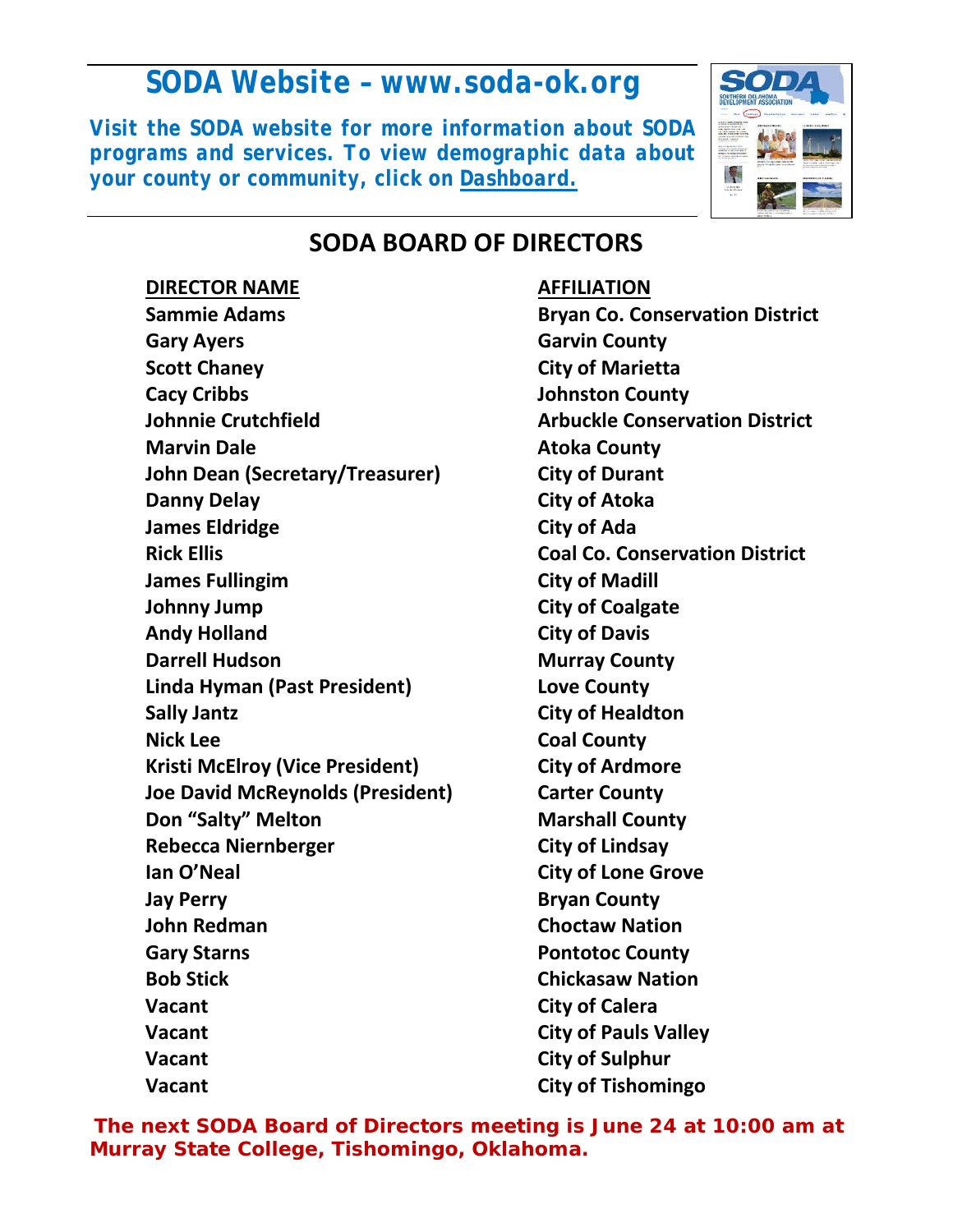## SODA Website – www.soda-ok.org

**Visit the SODA website for more information about SODA programs and services. To view demographic data about your county or community, click on Dashboard.**

## SODA BOARD OF DIRECTORS

| DIRECTOR NAME | AFFILIATION |
|---|---|
| Sammie Adams | Bryan Co. Conservation District |
| Gary Ayers | Garvin County |
| Scott Chaney | City of Marietta |
| Cacy Cribbs | Johnston County |
| Johnnie Crutchfield | Arbuckle Conservation District |
| Marvin Dale | Atoka County |
| John Dean (Secretary/Treasurer) | City of Durant |
| Danny Delay | City of Atoka |
| James Eldridge | City of Ada |
| Rick Ellis | Coal Co. Conservation District |
| James Fullingim | City of Madill |
| Johnny Jump | City of Coalgate |
| Andy Holland | City of Davis |
| Darrell Hudson | Murray County |
| Linda Hyman (Past President) | Love County |
| Sally Jantz | City of Healdton |
| Nick Lee | Coal County |
| Kristi McElroy (Vice President) | City of Ardmore |
| Joe David McReynolds (President) | Carter County |
| Don "Salty" Melton | Marshall County |
| Rebecca Niernberger | City of Lindsay |
| Ian O'Neal | City of Lone Grove |
| Jay Perry | Bryan County |
| John Redman | Choctaw Nation |
| Gary Starns | Pontotoc County |
| Bob Stick | Chickasaw Nation |
| Vacant | City of Calera |
| Vacant | City of Pauls Valley |
| Vacant | City of Sulphur |
| Vacant | City of Tishomingo |

**The next SODA Board of Directors meeting is June 24 at 10:00 am at Murray State College, Tishomingo, Oklahoma.**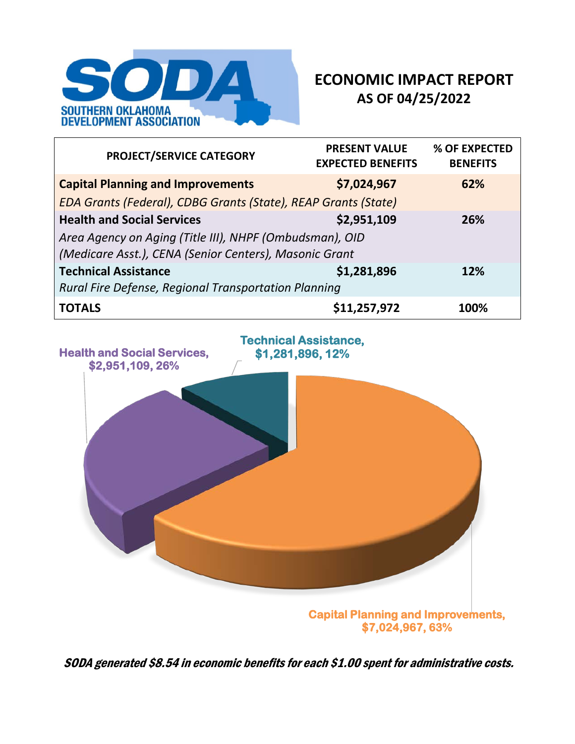SODA

SOUTHERN OKLAHOMA DEVELOPMENT ASSOCIATION

# ECONOMIC IMPACT REPORT
## AS OF 04/25/2022

| PROJECT/SERVICE CATEGORY | PRESENT VALUE EXPECTED BENEFITS | % OF EXPECTED BENEFITS |
|---|---|---|
| **Capital Planning and Improvements** | **$7,024,967** | **62%** |
| *EDA Grants (Federal), CDBG Grants (State), REAP Grants (State)* | | |
| **Health and Social Services** | **$2,951,109** | **26%** |
| *Area Agency on Aging (Title III), NHPF (Ombudsman), OID (Medicare Asst.), CENA (Senior Centers), Masonic Grant* | | |
| **Technical Assistance** | **$1,281,896** | **12%** |
| *Rural Fire Defense, Regional Transportation Planning* | | |
| **TOTALS** | **$11,257,972** | **100%** |

Technical Assistance, $1,281,896, 12%

Health and Social Services, $2,951,109, 26%

Capital Planning and Improvements, $7,024,967, 63%

***SODA generated $8.54 in economic benefits for each $1.00 spent for administrative costs.***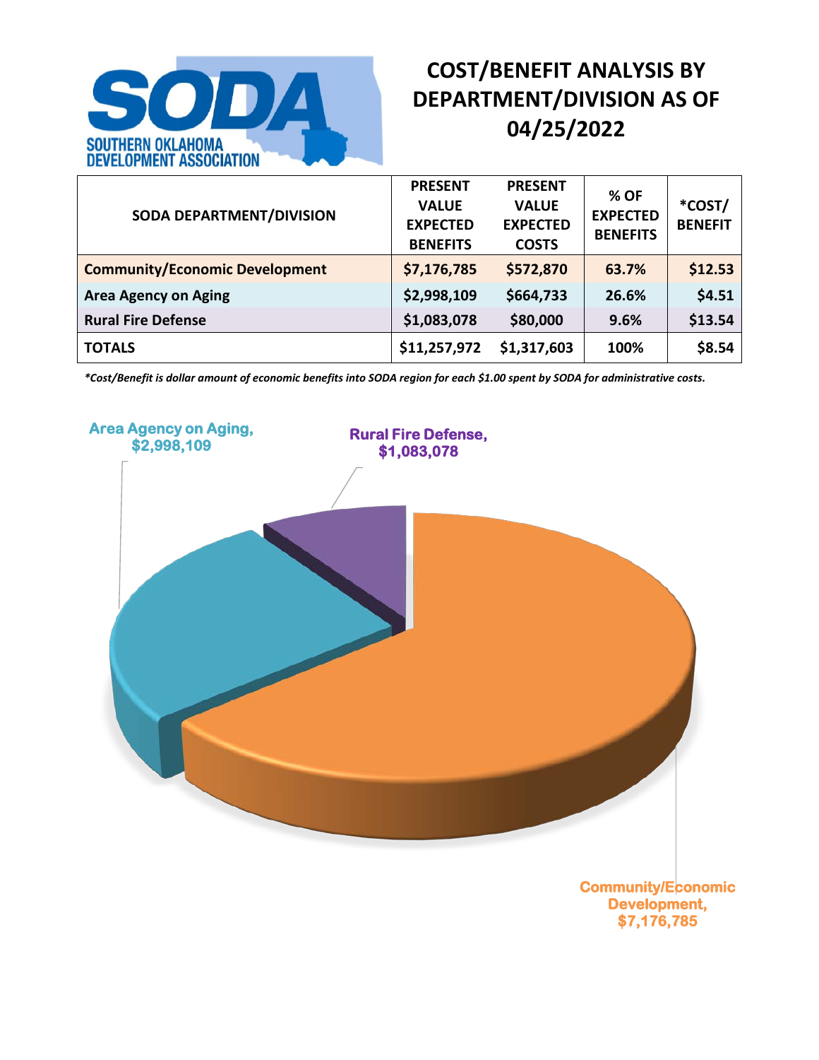SOUTHERN OKLAHOMA DEVELOPMENT ASSOCIATION

# COST/BENEFIT ANALYSIS BY DEPARTMENT/DIVISION AS OF 04/25/2022

| SODA DEPARTMENT/DIVISION | PRESENT VALUE EXPECTED BENEFITS | PRESENT VALUE EXPECTED COSTS | % OF EXPECTED BENEFITS | *COST/ BENEFIT |
|---|---|---|---|---|
| **Community/Economic Development** | **$7,176,785** | **$572,870** | **63.7%** | **$12.53** |
| **Area Agency on Aging** | **$2,998,109** | **$664,733** | **26.6%** | **$4.51** |
| **Rural Fire Defense** | **$1,083,078** | **$80,000** | **9.6%** | **$13.54** |
| **TOTALS** | **$11,257,972** | **$1,317,603** | **100%** | **$8.54** |

***Cost/Benefit is dollar amount of economic benefits into SODA region for each $1.00 spent by SODA for administrative costs.***

Area Agency on Aging, $2,998,109

Rural Fire Defense, $1,083,078

Community/Economic Development, $7,176,785